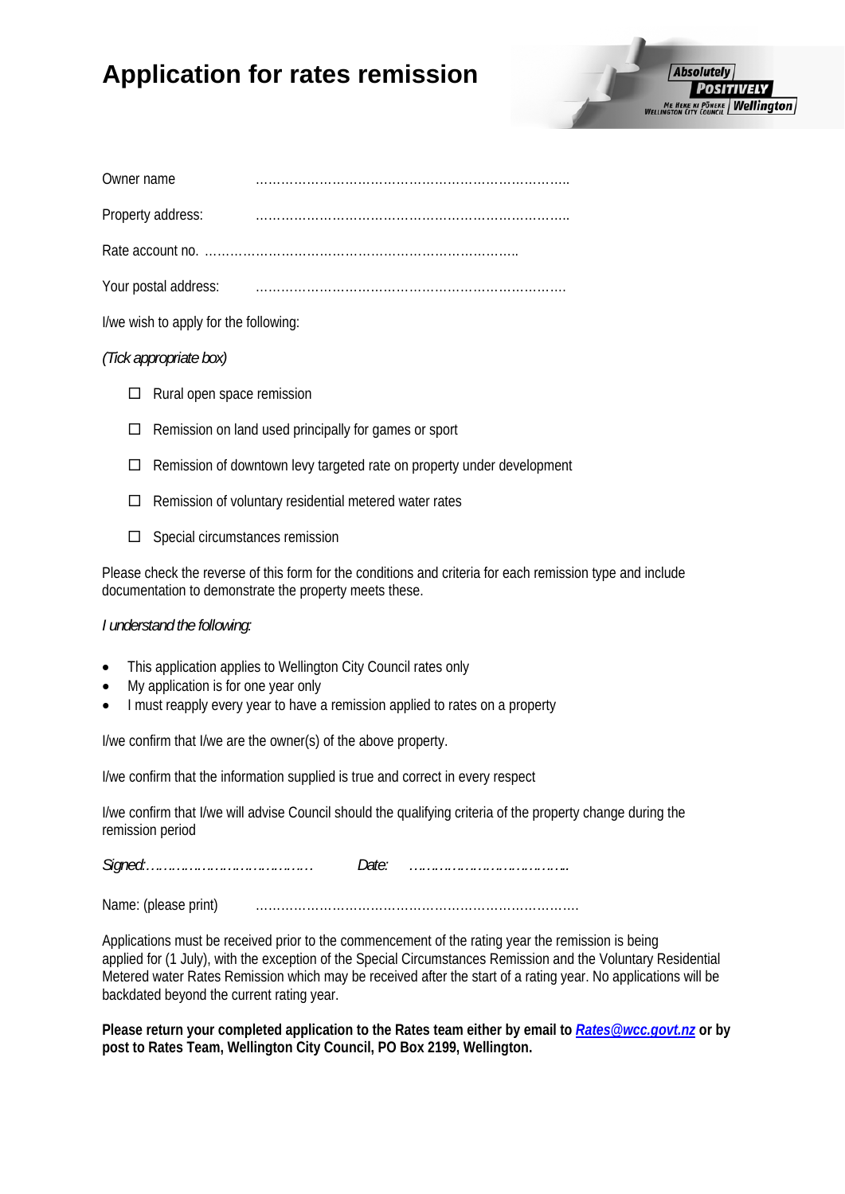# Application for rates remission

Owner name ……………………………………………………………………..

Property address: ……………………………………………………………………..

Rate account no. ……………………………………………………………………..

Your postal address: …………………………………………………………………….

I/we wish to apply for the following:

*(Tick appropriate box)*

- ☐ Rural open space remission
- ☐ Remission on land used principally for games or sport
- ☐ Remission of downtown levy targeted rate on property under development
- ☐ Remission of voluntary residential metered water rates
- ☐ Special circumstances remission

Please check the reverse of this form for the conditions and criteria for each remission type and include documentation to demonstrate the property meets these.

*I understand the following:*

- This application applies to Wellington City Council rates only
- My application is for one year only
- I must reapply every year to have a remission applied to rates on a property

I/we confirm that I/we are the owner(s) of the above property.

I/we confirm that the information supplied is true and correct in every respect

I/we confirm that I/we will advise Council should the qualifying criteria of the property change during the remission period

*Signed:*…………………………………… *Date:* ………………………………..

Name: (please print) …………………………………………………………………….

Applications must be received prior to the commencement of the rating year the remission is being applied for (1 July), with the exception of the Special Circumstances Remission and the Voluntary Residential Metered water Rates Remission which may be received after the start of a rating year. No applications will be backdated beyond the current rating year.

**Please return your completed application to the Rates team either by email to *Rates@wcc.govt.nz* or by post to Rates Team, Wellington City Council, PO Box 2199, Wellington.**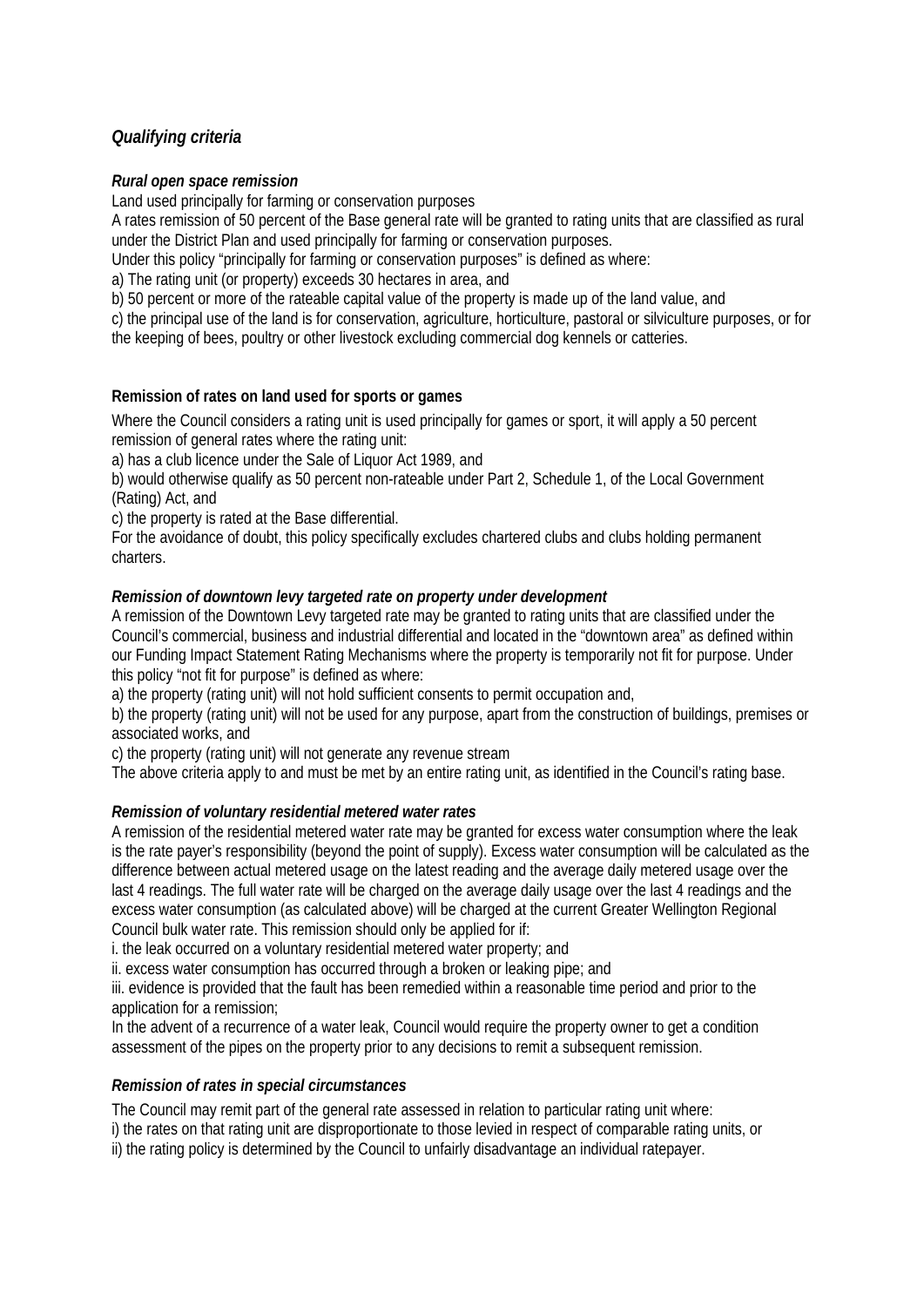### *Qualifying criteria*

***Rural open space remission***

Land used principally for farming or conservation purposes

A rates remission of 50 percent of the Base general rate will be granted to rating units that are classified as rural under the District Plan and used principally for farming or conservation purposes.

Under this policy "principally for farming or conservation purposes" is defined as where:

a) The rating unit (or property) exceeds 30 hectares in area, and

b) 50 percent or more of the rateable capital value of the property is made up of the land value, and

c) the principal use of the land is for conservation, agriculture, horticulture, pastoral or silviculture purposes, or for the keeping of bees, poultry or other livestock excluding commercial dog kennels or catteries.

**Remission of rates on land used for sports or games**

Where the Council considers a rating unit is used principally for games or sport, it will apply a 50 percent remission of general rates where the rating unit:

a) has a club licence under the Sale of Liquor Act 1989, and

b) would otherwise qualify as 50 percent non-rateable under Part 2, Schedule 1, of the Local Government (Rating) Act, and

c) the property is rated at the Base differential.

For the avoidance of doubt, this policy specifically excludes chartered clubs and clubs holding permanent charters.

***Remission of downtown levy targeted rate on property under development***

A remission of the Downtown Levy targeted rate may be granted to rating units that are classified under the Council's commercial, business and industrial differential and located in the "downtown area" as defined within our Funding Impact Statement Rating Mechanisms where the property is temporarily not fit for purpose. Under this policy "not fit for purpose" is defined as where:

a) the property (rating unit) will not hold sufficient consents to permit occupation and,

b) the property (rating unit) will not be used for any purpose, apart from the construction of buildings, premises or associated works, and

c) the property (rating unit) will not generate any revenue stream

The above criteria apply to and must be met by an entire rating unit, as identified in the Council's rating base.

***Remission of voluntary residential metered water rates***

A remission of the residential metered water rate may be granted for excess water consumption where the leak is the rate payer's responsibility (beyond the point of supply). Excess water consumption will be calculated as the difference between actual metered usage on the latest reading and the average daily metered usage over the last 4 readings. The full water rate will be charged on the average daily usage over the last 4 readings and the excess water consumption (as calculated above) will be charged at the current Greater Wellington Regional Council bulk water rate. This remission should only be applied for if:

i. the leak occurred on a voluntary residential metered water property; and

ii. excess water consumption has occurred through a broken or leaking pipe; and

iii. evidence is provided that the fault has been remedied within a reasonable time period and prior to the application for a remission;

In the advent of a recurrence of a water leak, Council would require the property owner to get a condition assessment of the pipes on the property prior to any decisions to remit a subsequent remission.

***Remission of rates in special circumstances***

The Council may remit part of the general rate assessed in relation to particular rating unit where:

i) the rates on that rating unit are disproportionate to those levied in respect of comparable rating units, or

ii) the rating policy is determined by the Council to unfairly disadvantage an individual ratepayer.